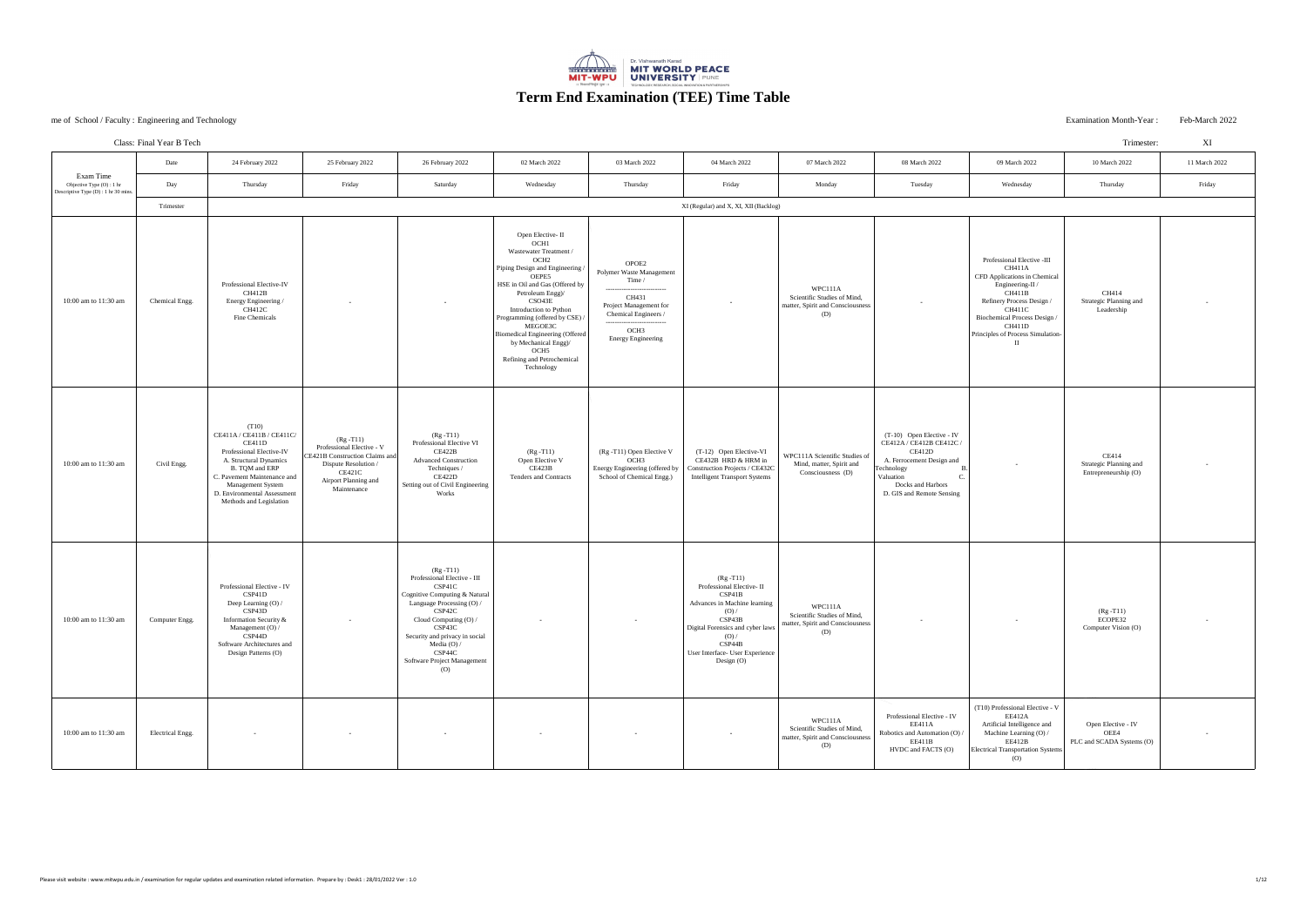# Term End Examination (TEE) Time Table

me of School / Faculty : Engineering and Technology

Examination Month-Year : Feb-March 2022

Class: Final Year B Tech

Trimester: XI

| Exam Time Objective Type (O) : 1 hr Descriptive Type (D) : 1 hr 30 mins. | Date | 24 February 2022 | 25 February 2022 | 26 February 2022 | 02 March 2022 | 03 March 2022 | 04 March 2022 | 07 March 2022 | 08 March 2022 | 09 March 2022 | 10 March 2022 | 11 March 2022 |
|---|---|---|---|---|---|---|---|---|---|---|---|---|
| | Day | Thursday | Friday | Saturday | Wednesday | Thursday | Friday | Monday | Tuesday | Wednesday | Thursday | Friday |
| | Trimester | XI (Regular) and X, XI, XII (Backlog) | | | | | | | | | | |
| 10:00 am to 11:30 am | Chemical Engg. | Professional Elective-IV CH412B Energy Engineering / CH412C Fine Chemicals | - | - | Open Elective- II OCH1 Wastewater Treatment / OCH2 Piping Design and Engineering / OEPE5 HSE in Oil and Gas (Offered by Petroleum Engg)/ CSO43E Introduction to Python Programming (offered by CSE) / MEGOE3C Biomedical Engineering (Offered by Mechanical Engg)/ OCH5 Refining and Petrochemical Technology | OPOE2 Polymer Waste Management Time / ------------------------------ CH431 Project Management for Chemical Engineers / ------------------------------ OCH3 Energy Engineering | - | WPC111A Scientific Studies of Mind, matter, Spirit and Consciousness (D) | - | Professional Elective -III CH411A CFD Applications in Chemical Engineering-II / CH411B Refinery Process Design / CH411C Biochemical Process Design / CH411D Principles of Process Simulation-II | CH414 Strategic Planning and Leadership | - |
| 10:00 am to 11:30 am | Civil Engg. | (T10) CE411A / CE411B / CE411C/ CE411D Professional Elective-IV A. Structural Dynamics B. TQM and ERP C. Pavement Maintenance and Management System D. Environmental Assessment Methods and Legislation | (Rg -T11) Professional Elective - V CE421B Construction Claims and Dispute Resolution / CE421C Airport Planning and Maintenance | (Rg -T11) Professional Elective VI CE422B Advanced Construction Techniques / CE422D Setting out of Civil Engineering Works | (Rg -T11) Open Elective V CE423B Tenders and Contracts | (Rg -T11) Open Elective V OCH3 Energy Engineering (offered by School of Chemical Engg.) | (T-12) Open Elective-VI CE432B HRD & HRM in Construction Projects / CE432C Intelligent Transport Systems | WPC111A Scientific Studies of Mind, matter, Spirit and Consciousness (D) | (T-10) Open Elective - IV CE412A / CE412B CE412C / CE412D A. Ferrocement Design and Technology B. Valuation C. Docks and Harbors D. GIS and Remote Sensing | - | CE414 Strategic Planning and Entrepreneurship (O) | - |
| 10:00 am to 11:30 am | Computer Engg. | Professional Elective - IV CSP41D Deep Learning (O) / CSP43D Information Security & Management (O) / CSP44D Software Architectures and Design Patterns (O) | - | (Rg -T11) Professional Elective - III CSP41C Cognitive Computing & Natural Language Processing (O) / CSP42C Cloud Computing (O) / CSP43C Security and privacy in social Media (O) / CSP44C Software Project Management (O) | - | - | (Rg -T11) Professional Elective- II CSP41B Advances in Machine learning (O) / CSP43B Digital Forensics and cyber laws (O) / CSP44B User Interface- User Experience Design (O) | WPC111A Scientific Studies of Mind, matter, Spirit and Consciousness (D) | - | - | (Rg -T11) ECOPE32 Computer Vision (O) | - |
| 10:00 am to 11:30 am | Electrical Engg. | - | - | - | - | - | - | WPC111A Scientific Studies of Mind, matter, Spirit and Consciousness (D) | Professional Elective - IV EE411A Robotics and Automation (O) / EE411B HVDC and FACTS (O) | (T10) Professional Elective - V EE412A Artificial Intelligence and Machine Learning (O) / EE412B Electrical Transportation Systems (O) | Open Elective - IV OEE4 PLC and SCADA Systems (O) | - |

Please visit website : www.mitwpu.edu.in / examination for regular updates and examination related information. Prepare by : Desk1 : 28/01/2022 Ver : 1.0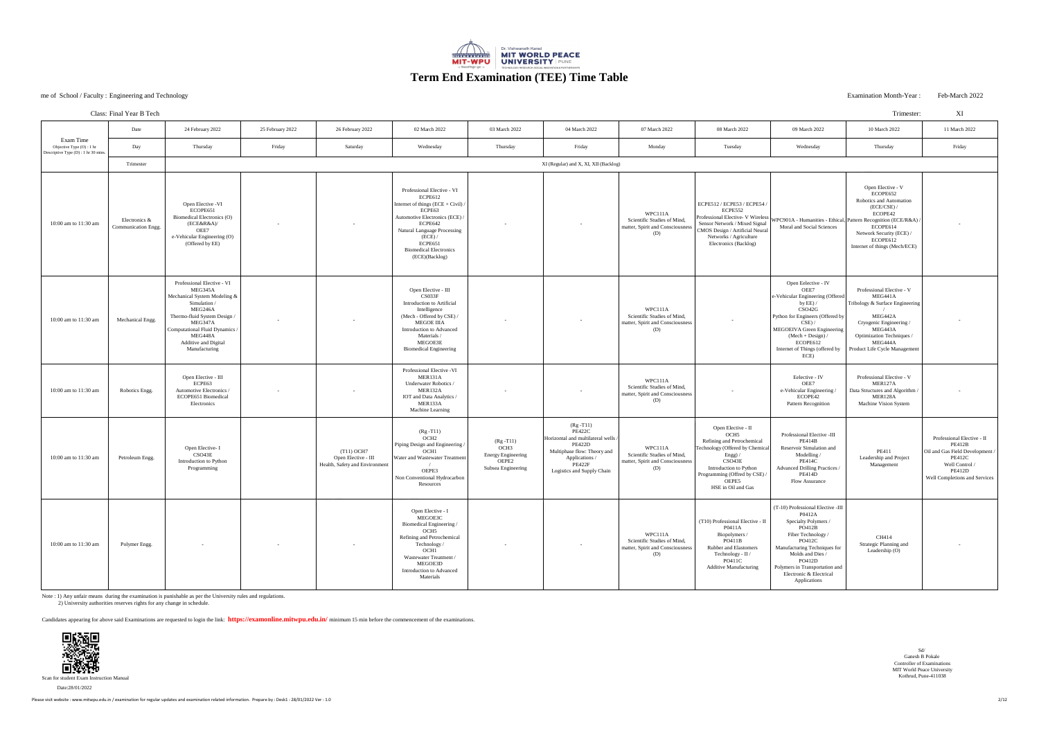# Term End Examination (TEE) Time Table

me of School / Faculty : Engineering and Technology

Examination Month-Year : Feb-March 2022

Class: Final Year B Tech

Trimester: XI

| Exam Time<br>Objective Type (O) : 1 hr<br>Descriptive Type (D) : 1 hr 30 mins. | Date | 24 February 2022 | 25 February 2022 | 26 February 2022 | 02 March 2022 | 03 March 2022 | 04 March 2022 | 07 March 2022 | 08 March 2022 | 09 March 2022 | 10 March 2022 | 11 March 2022 |
|---|---|---|---|---|---|---|---|---|---|---|---|---|
| | Day | Thursday | Friday | Saturday | Wednesday | Thursday | Friday | Monday | Tuesday | Wednesday | Thursday | Friday |
| | Trimester | XI (Regular) and X, XI, XII (Backlog) | | | | | | | | | | |
| 10:00 am to 11:30 am | Electronics & Communication Engg. | Open Elective -VI<br>ECOPE651<br>Biomedical Electronics (O)<br>(ECE&R&A)/<br>OEE7<br>e-Vehicular Engineering (O)<br>(Offered by EE) | - | - | Professional Elective - VI<br>ECPE612<br>Internet of things (ECE + Civil) /<br>ECPE63<br>Automotive Electronics (ECE) /<br>ECPE642<br>Natural Language Processing<br>(ECE) /<br>ECPE651<br>Biomedical Electronics<br>(ECE)(Backlog) | - | - | WPC111A<br>Scientific Studies of Mind, matter, Spirit and Consciousness<br>(D) | ECPE512 / ECPE53 / ECPE54 /<br>ECPE552<br>Professional Elective- V Wireless Sensor Network / Mixed Signal CMOS Design / Artificial Neural Networks / Agriculture Electronics (Backlog) | WPC901A - Humanities - Ethical, Moral and Social Sciences | Open Elective - V<br>ECOPE652<br>Robotics and Automation<br>(ECE/CSE) /<br>ECOPE42<br>Pattern Recognition (ECE/R&A) /<br>ECOPE614<br>Network Security (ECE) /<br>ECOPE612<br>Internet of things (Mech/ECE) | - |
| 10:00 am to 11:30 am | Mechanical Engg. | Professional Elective - VI<br>MEG345A<br>Mechanical System Modeling & Simulation /<br>MEG246A<br>Thermo-fluid System Design /<br>MEG347A<br>Computational Fluid Dynamics /<br>MEG448A<br>Additive and Digital Manufacturing | - | - | Open Elective - III<br>CS033F<br>Introduction to Artificial Intelligence<br>(Mech - Offered by CSE) /<br>MEGOE IIIA<br>Introduction to Advanced Materials /<br>MEGOE3E<br>Biomedical Engineering | - | - | WPC111A<br>Scientific Studies of Mind, matter, Spirit and Consciousness<br>(D) | - | Open Eelective - IV<br>OEE7<br>e-Vehicular Engineering (Offered by EE) /<br>CSO42G<br>Python for Engineers (Offered by CSE) /<br>MEGOEIVA Green Engineering<br>(Mech + Design) /<br>ECOPE612<br>Internet of Things (offered by ECE) | Professional Elective - V<br>MEG441A<br>Tribology & Surface Engineering<br>/<br>MEG442A<br>Cryogenic Engineering /<br>MEG443A<br>Optimization Techniques /<br>MEG444A<br>Product Life Cycle Management | - |
| 10:00 am to 11:30 am | Robotics Engg. | Open Elective - III<br>ECPE63<br>Automotive Electronics /<br>ECOPE651 Biomedical Electronics | - | - | Professional Elective -VI<br>MER131A<br>Underwater Robotics /<br>MER132A<br>IOT and Data Analytics /<br>MER133A<br>Machine Learning | - | - | WPC111A<br>Scientific Studies of Mind, matter, Spirit and Consciousness<br>(D) | - | Eelective - IV<br>OEE7<br>e-Vehicular Engineering /<br>ECOPE42<br>Pattern Recognition | Professional Elective - V<br>MER127A<br>Data Structures and Algorithm /<br>MER128A<br>Machine Vision System | - |
| 10:00 am to 11:30 am | Petroleum Engg. | Open Elective- I<br>CSO43E<br>Introduction to Python Programming | - | (T11) OCH7<br>Open Elective - III<br>Health, Safety and Environment | (Rg -T11)<br>OCH2<br>Piping Design and Engineering /<br>OCH1<br>Water and Wastewater Treatment<br>/<br>OEPE3<br>Non Conventional Hydrocarbon Resources | (Rg -T11)<br>OCH3<br>Energy Engineering<br>OEPE2<br>Subsea Engineering | (Rg -T11)<br>PE422C<br>Horizontal and multilateral wells /<br>PE422D<br>Multiphase flow: Theory and Applications /<br>PE422F<br>Logistics and Supply Chain | WPC111A<br>Scientific Studies of Mind, matter, Spirit and Consciousness<br>(D) | Open Elective - II<br>OCH5<br>Refining and Petrochemical Technology (Offered by Chemical Engg) /<br>CSO43E<br>Introduction to Python Programming (Offred by CSE) /<br>OEPE5<br>HSE in Oil and Gas | Professional Elective -III<br>PE414B<br>Reservoir Simulation and Modelling /<br>PE414C<br>Advanced Drilling Practices /<br>PE414D<br>Flow Assurance | PE411<br>Leadership and Project Management | Professional Elective - II<br>PE412B<br>Oil and Gas Field Development /<br>PE412C<br>Well Control /<br>PE412D<br>Well Completions and Services |
| 10:00 am to 11:30 am | Polymer Engg. | - | - | - | Open Elective - I<br>MEGOE3C<br>Biomedical Engineering /<br>OCH5<br>Refining and Petrochemical Technology /<br>OCH1<br>Wastewater Treatment /<br>MEGOE3D<br>Introduction to Advanced Materials | - | - | WPC111A<br>Scientific Studies of Mind, matter, Spirit and Consciousness<br>(D) | (T10) Professional Elective - II<br>P0411A<br>Biopolymers /<br>PO411B<br>Rubber and Elastomers Technology - II /<br>PO411C<br>Additive Manufacturing | (T-10) Professional Elective -III<br>P0412A<br>Specialty Polymers /<br>PO412B<br>Fiber Technology /<br>PO412C<br>Manufacturing Techniques for Molds and Dies /<br>PO412D<br>Polymers in Transportation and Electronic & Electrical Applications | CH414<br>Strategic Planning and Leadership (O) | - |

Note : 1) Any unfair means during the examination is punishable as per the University rules and regulations.
2) University authorities reserves rights for any change in schedule.

Candidates appearing for above said Examinations are requested to login the link: **https://examonline.mitwpu.edu.in/** minimum 15 min before the commencement of the examinations.

Scan for student Exam Instruction Manual

Date:28/01/2022

Sd/
Ganesh B Pokale
Controller of Examinations
MIT World Peace University
Kothrud, Pune-411038

Please visit website : www.mitwpu.edu.in / examination for regular updates and examination related information. Prepare by : Desk1 : 28/01/2022 Ver : 1.0